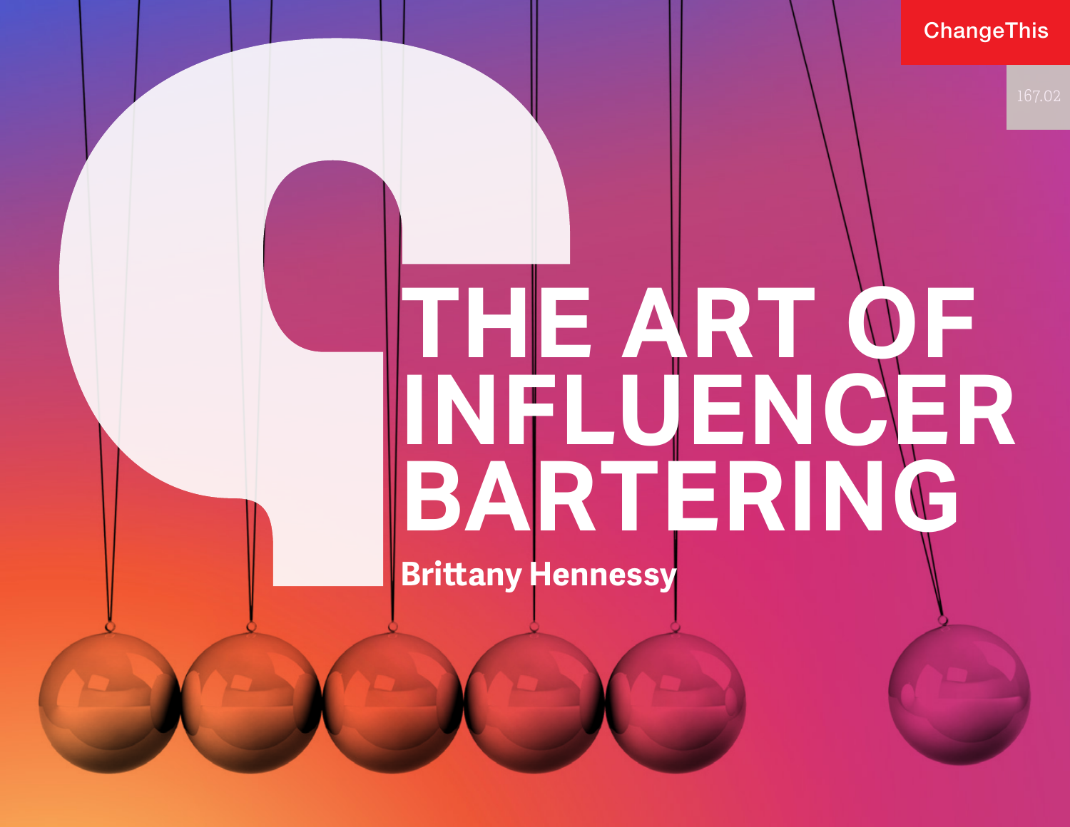ChangeThis

167.02

# THE ART OF INFLUENCER BARTERING

**Brittany Hennessy**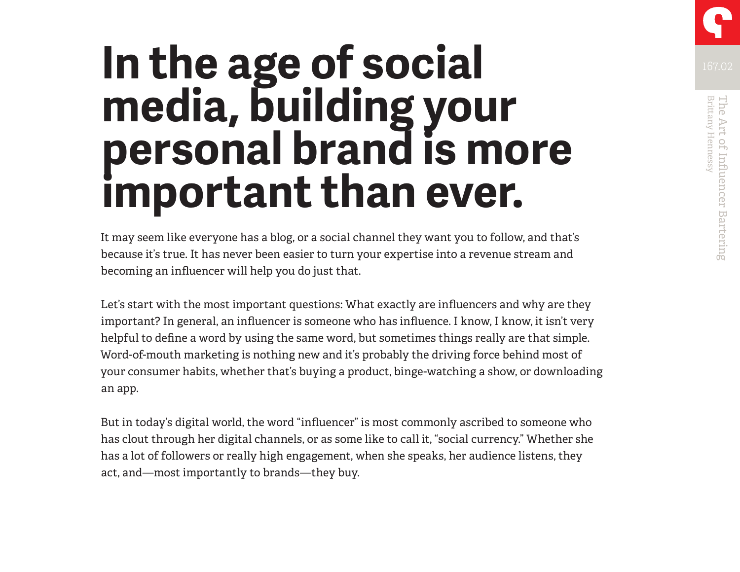# In the age of social media, building your personal brand is more important than ever.

It may seem like everyone has a blog, or a social channel they want you to follow, and that's because it's true. It has never been easier to turn your expertise into a revenue stream and becoming an influencer will help you do just that.

Let's start with the most important questions: What exactly are influencers and why are they important? In general, an influencer is someone who has influence. I know, I know, it isn't very helpful to define a word by using the same word, but sometimes things really are that simple. Word-of-mouth marketing is nothing new and it's probably the driving force behind most of your consumer habits, whether that's buying a product, binge-watching a show, or downloading an app.

But in today's digital world, the word "influencer" is most commonly ascribed to someone who has clout through her digital channels, or as some like to call it, "social currency." Whether she has a lot of followers or really high engagement, when she speaks, her audience listens, they act, and—most importantly to brands—they buy.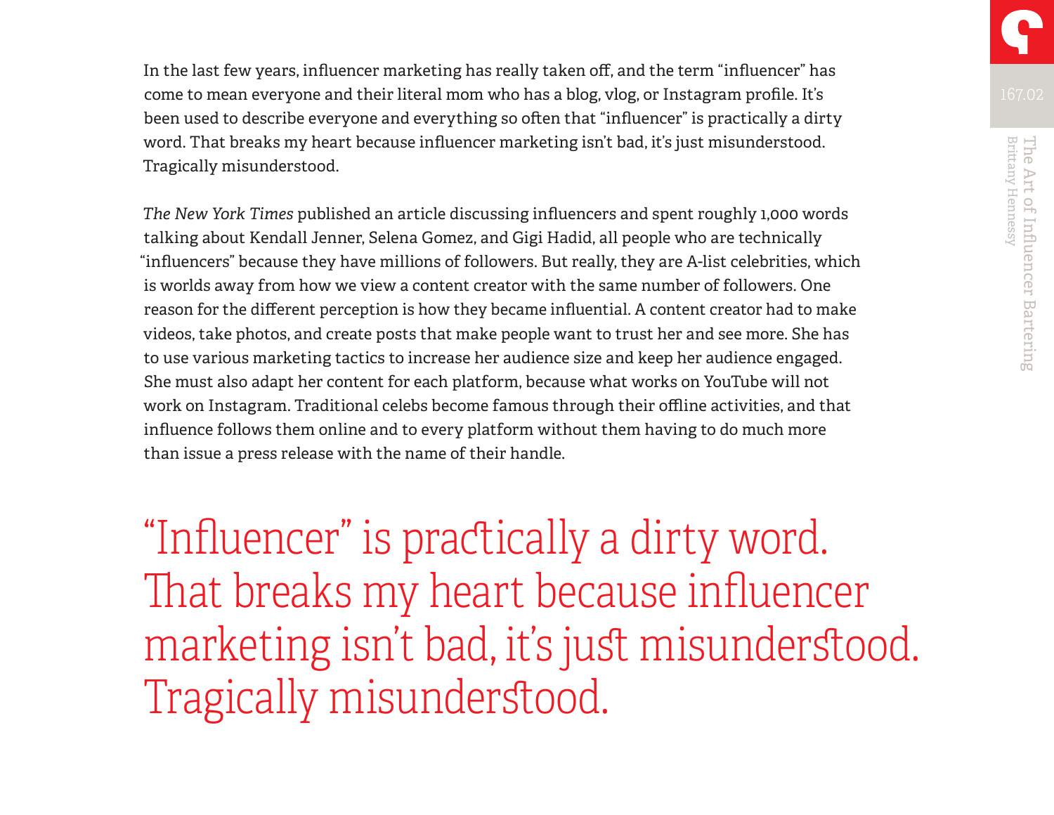In the last few years, influencer marketing has really taken off, and the term "influencer" has come to mean everyone and their literal mom who has a blog, vlog, or Instagram profile. It's been used to describe everyone and everything so often that "influencer" is practically a dirty word. That breaks my heart because influencer marketing isn't bad, it's just misunderstood. Tragically misunderstood.

*The New York Times* published an article discussing influencers and spent roughly 1,000 words talking about Kendall Jenner, Selena Gomez, and Gigi Hadid, all people who are technically "influencers" because they have millions of followers. But really, they are A-list celebrities, which is worlds away from how we view a content creator with the same number of followers. One reason for the different perception is how they became influential. A content creator had to make videos, take photos, and create posts that make people want to trust her and see more. She has to use various marketing tactics to increase her audience size and keep her audience engaged. She must also adapt her content for each platform, because what works on YouTube will not work on Instagram. Traditional celebs become famous through their offline activities, and that influence follows them online and to every platform without them having to do much more than issue a press release with the name of their handle.

> "Influencer" is practically a dirty word. That breaks my heart because influencer marketing isn't bad, it's just misunderstood. Tragically misunderstood.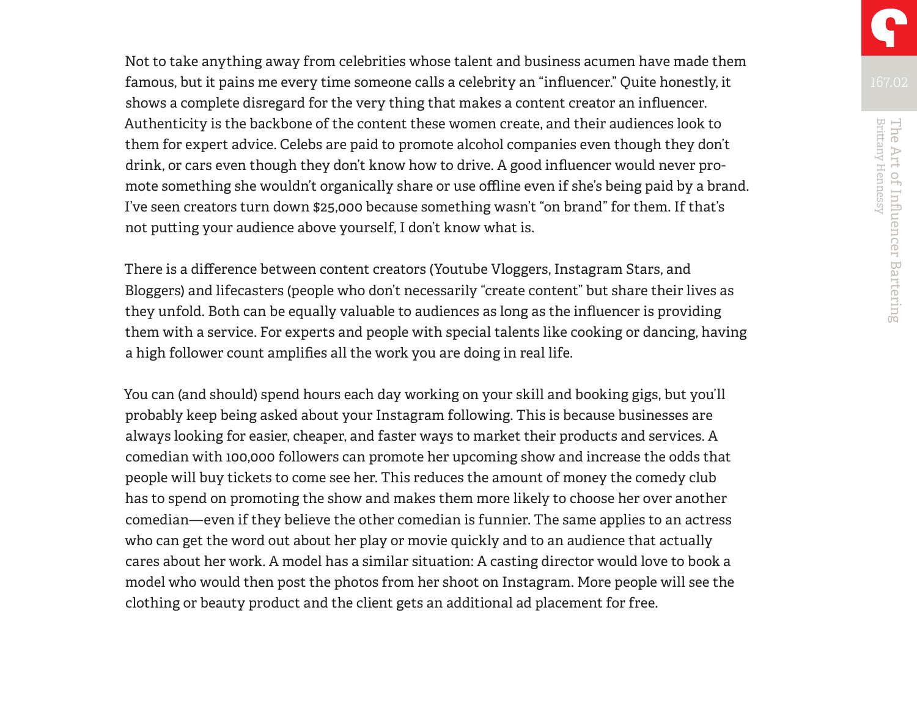Not to take anything away from celebrities whose talent and business acumen have made them famous, but it pains me every time someone calls a celebrity an "influencer." Quite honestly, it shows a complete disregard for the very thing that makes a content creator an influencer. Authenticity is the backbone of the content these women create, and their audiences look to them for expert advice. Celebs are paid to promote alcohol companies even though they don't drink, or cars even though they don't know how to drive. A good influencer would never promote something she wouldn't organically share or use offline even if she's being paid by a brand. I've seen creators turn down $25,000 because something wasn't "on brand" for them. If that's not putting your audience above yourself, I don't know what is.

There is a difference between content creators (Youtube Vloggers, Instagram Stars, and Bloggers) and lifecasters (people who don't necessarily "create content" but share their lives as they unfold. Both can be equally valuable to audiences as long as the influencer is providing them with a service. For experts and people with special talents like cooking or dancing, having a high follower count amplifies all the work you are doing in real life.

You can (and should) spend hours each day working on your skill and booking gigs, but you'll probably keep being asked about your Instagram following. This is because businesses are always looking for easier, cheaper, and faster ways to market their products and services. A comedian with 100,000 followers can promote her upcoming show and increase the odds that people will buy tickets to come see her. This reduces the amount of money the comedy club has to spend on promoting the show and makes them more likely to choose her over another comedian—even if they believe the other comedian is funnier. The same applies to an actress who can get the word out about her play or movie quickly and to an audience that actually cares about her work. A model has a similar situation: A casting director would love to book a model who would then post the photos from her shoot on Instagram. More people will see the clothing or beauty product and the client gets an additional ad placement for free.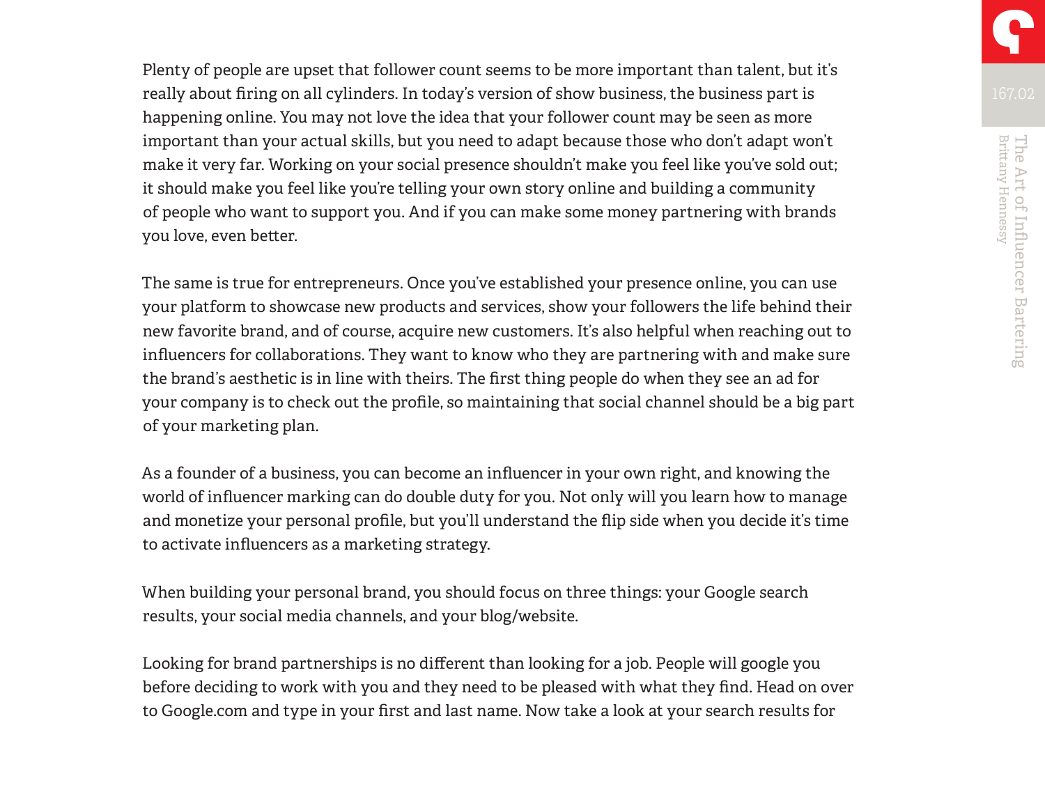Plenty of people are upset that follower count seems to be more important than talent, but it's really about firing on all cylinders. In today's version of show business, the business part is happening online. You may not love the idea that your follower count may be seen as more important than your actual skills, but you need to adapt because those who don't adapt won't make it very far. Working on your social presence shouldn't make you feel like you've sold out; it should make you feel like you're telling your own story online and building a community of people who want to support you. And if you can make some money partnering with brands you love, even better.

The same is true for entrepreneurs. Once you've established your presence online, you can use your platform to showcase new products and services, show your followers the life behind their new favorite brand, and of course, acquire new customers. It's also helpful when reaching out to influencers for collaborations. They want to know who they are partnering with and make sure the brand's aesthetic is in line with theirs. The first thing people do when they see an ad for your company is to check out the profile, so maintaining that social channel should be a big part of your marketing plan.

As a founder of a business, you can become an influencer in your own right, and knowing the world of influencer marking can do double duty for you. Not only will you learn how to manage and monetize your personal profile, but you'll understand the flip side when you decide it's time to activate influencers as a marketing strategy.

When building your personal brand, you should focus on three things: your Google search results, your social media channels, and your blog/website.

Looking for brand partnerships is no different than looking for a job. People will google you before deciding to work with you and they need to be pleased with what they find. Head on over to Google.com and type in your first and last name. Now take a look at your search results for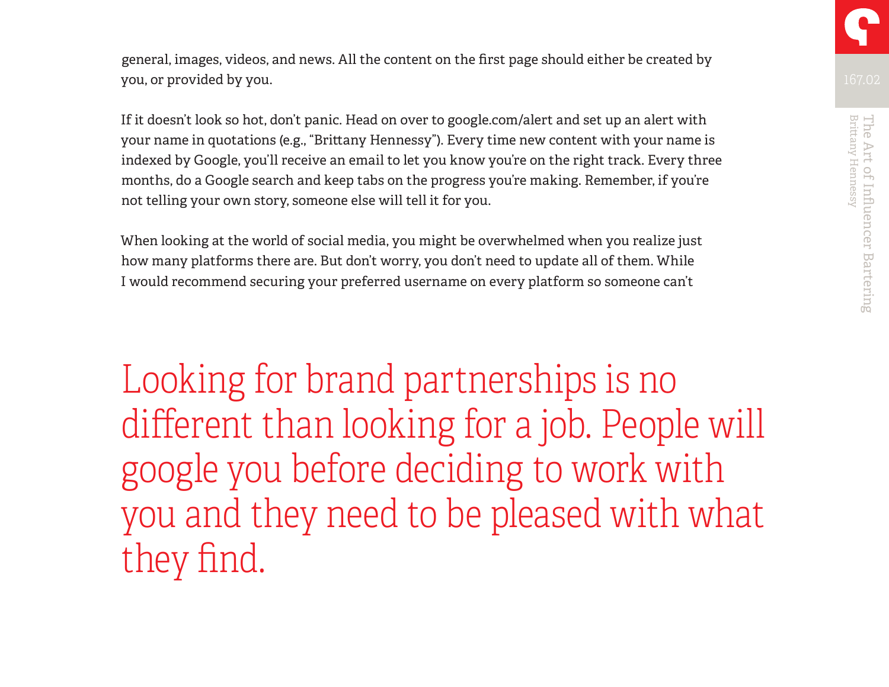general, images, videos, and news. All the content on the first page should either be created by you, or provided by you.

If it doesn't look so hot, don't panic. Head on over to google.com/alert and set up an alert with your name in quotations (e.g., "Brittany Hennessy"). Every time new content with your name is indexed by Google, you'll receive an email to let you know you're on the right track. Every three months, do a Google search and keep tabs on the progress you're making. Remember, if you're not telling your own story, someone else will tell it for you.

When looking at the world of social media, you might be overwhelmed when you realize just how many platforms there are. But don't worry, you don't need to update all of them. While I would recommend securing your preferred username on every platform so someone can't

> Looking for brand partnerships is no different than looking for a job. People will google you before deciding to work with you and they need to be pleased with what they find.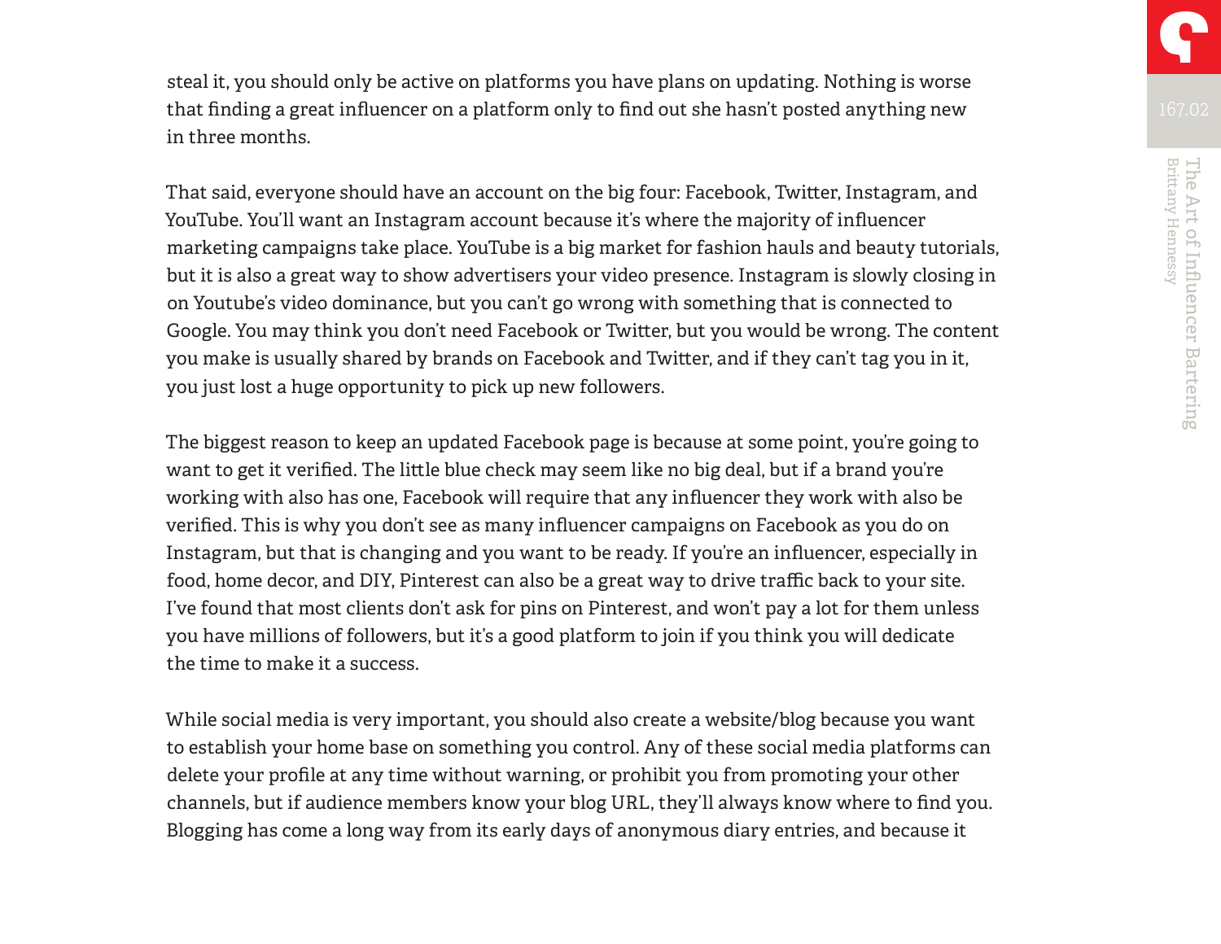steal it, you should only be active on platforms you have plans on updating. Nothing is worse that finding a great influencer on a platform only to find out she hasn't posted anything new in three months.

That said, everyone should have an account on the big four: Facebook, Twitter, Instagram, and YouTube. You'll want an Instagram account because it's where the majority of influencer marketing campaigns take place. YouTube is a big market for fashion hauls and beauty tutorials, but it is also a great way to show advertisers your video presence. Instagram is slowly closing in on Youtube's video dominance, but you can't go wrong with something that is connected to Google. You may think you don't need Facebook or Twitter, but you would be wrong. The content you make is usually shared by brands on Facebook and Twitter, and if they can't tag you in it, you just lost a huge opportunity to pick up new followers.

The biggest reason to keep an updated Facebook page is because at some point, you're going to want to get it verified. The little blue check may seem like no big deal, but if a brand you're working with also has one, Facebook will require that any influencer they work with also be verified. This is why you don't see as many influencer campaigns on Facebook as you do on Instagram, but that is changing and you want to be ready. If you're an influencer, especially in food, home decor, and DIY, Pinterest can also be a great way to drive traffic back to your site. I've found that most clients don't ask for pins on Pinterest, and won't pay a lot for them unless you have millions of followers, but it's a good platform to join if you think you will dedicate the time to make it a success.

While social media is very important, you should also create a website/blog because you want to establish your home base on something you control. Any of these social media platforms can delete your profile at any time without warning, or prohibit you from promoting your other channels, but if audience members know your blog URL, they'll always know where to find you. Blogging has come a long way from its early days of anonymous diary entries, and because it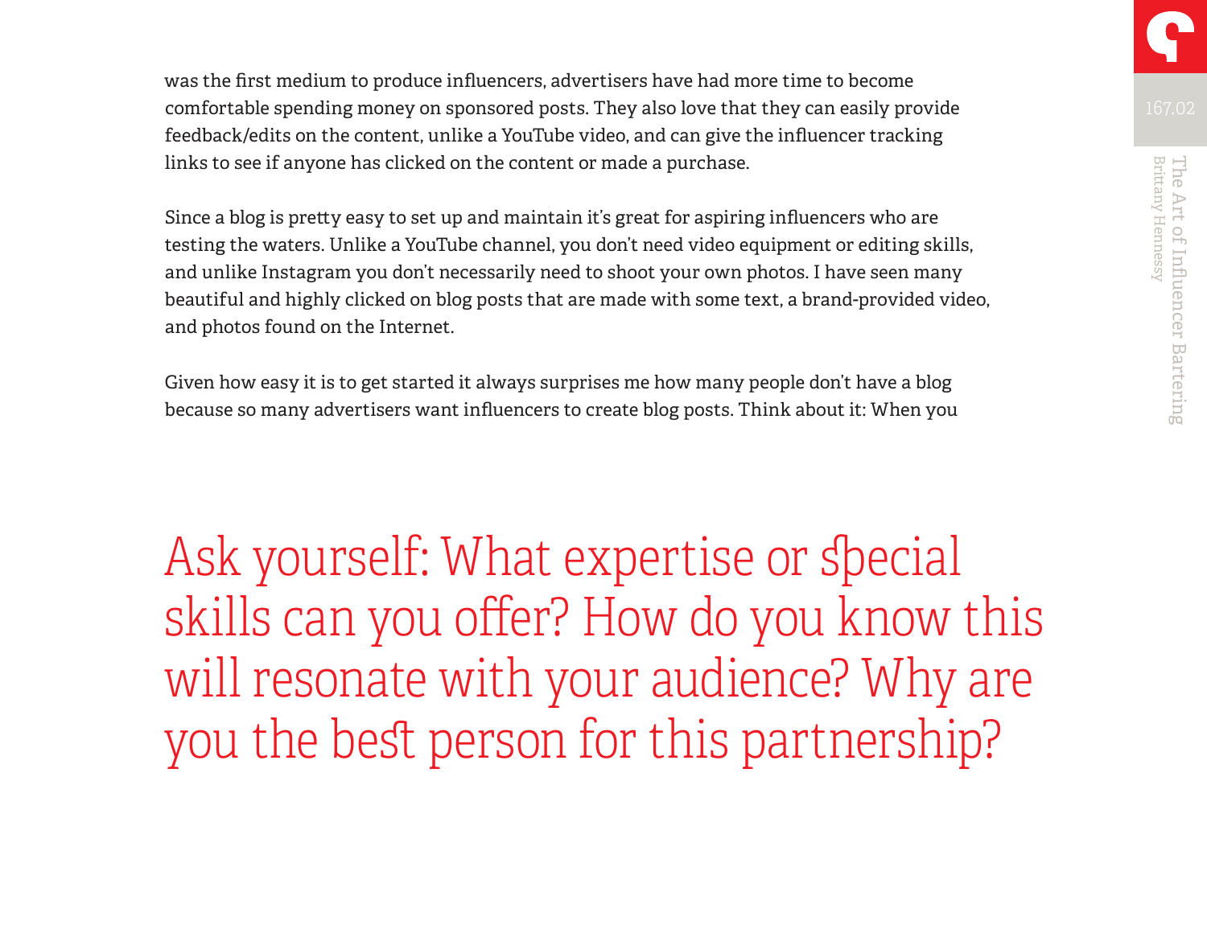was the first medium to produce influencers, advertisers have had more time to become comfortable spending money on sponsored posts. They also love that they can easily provide feedback/edits on the content, unlike a YouTube video, and can give the influencer tracking links to see if anyone has clicked on the content or made a purchase.

Since a blog is pretty easy to set up and maintain it's great for aspiring influencers who are testing the waters. Unlike a YouTube channel, you don't need video equipment or editing skills, and unlike Instagram you don't necessarily need to shoot your own photos. I have seen many beautiful and highly clicked on blog posts that are made with some text, a brand-provided video, and photos found on the Internet.

Given how easy it is to get started it always surprises me how many people don't have a blog because so many advertisers want influencers to create blog posts. Think about it: When you

> Ask yourself: What expertise or special skills can you offer? How do you know this will resonate with your audience? Why are you the best person for this partnership?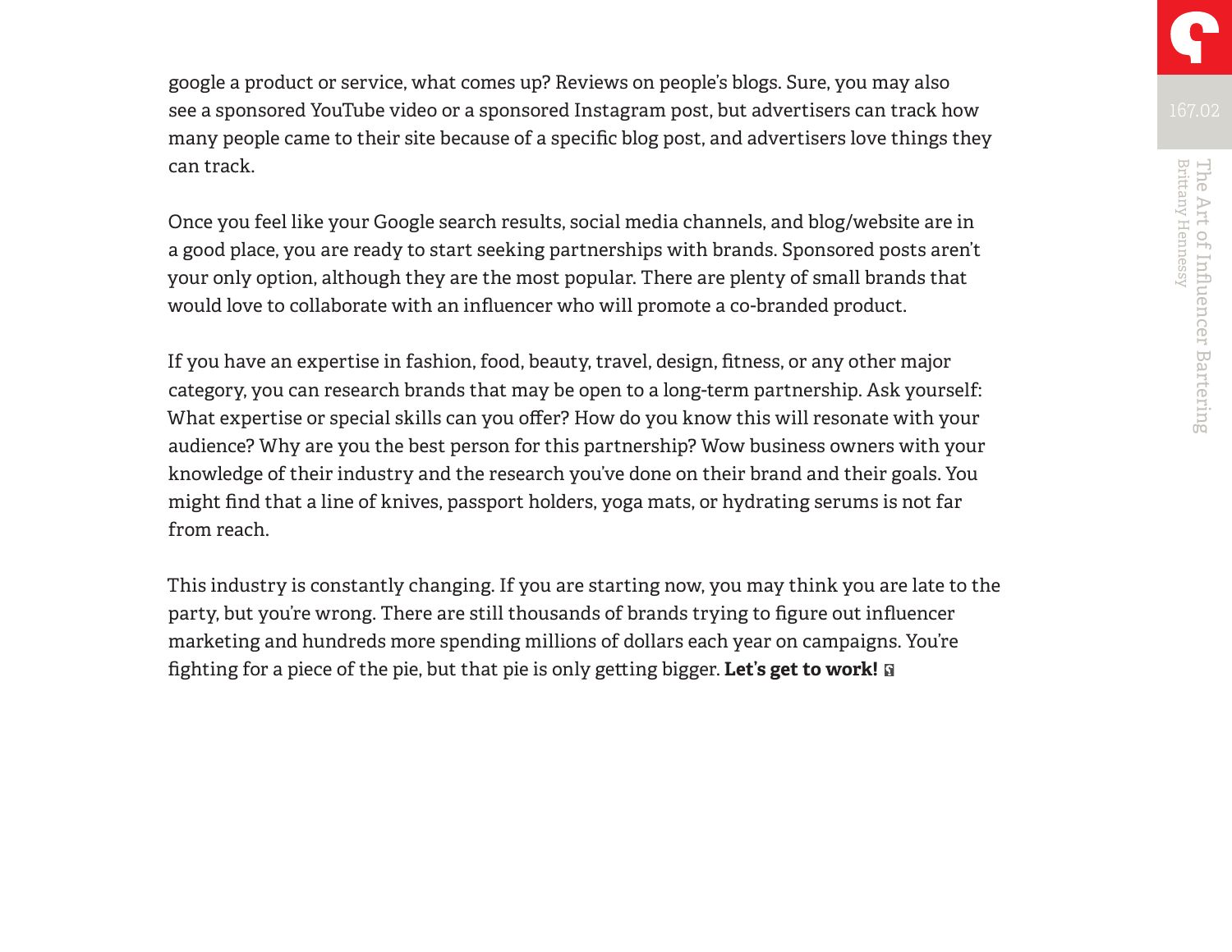google a product or service, what comes up? Reviews on people's blogs. Sure, you may also see a sponsored YouTube video or a sponsored Instagram post, but advertisers can track how many people came to their site because of a specific blog post, and advertisers love things they can track.

Once you feel like your Google search results, social media channels, and blog/website are in a good place, you are ready to start seeking partnerships with brands. Sponsored posts aren't your only option, although they are the most popular. There are plenty of small brands that would love to collaborate with an influencer who will promote a co-branded product.

If you have an expertise in fashion, food, beauty, travel, design, fitness, or any other major category, you can research brands that may be open to a long-term partnership. Ask yourself: What expertise or special skills can you offer? How do you know this will resonate with your audience? Why are you the best person for this partnership? Wow business owners with your knowledge of their industry and the research you've done on their brand and their goals. You might find that a line of knives, passport holders, yoga mats, or hydrating serums is not far from reach.

This industry is constantly changing. If you are starting now, you may think you are late to the party, but you're wrong. There are still thousands of brands trying to figure out influencer marketing and hundreds more spending millions of dollars each year on campaigns. You're fighting for a piece of the pie, but that pie is only getting bigger. **Let's get to work!**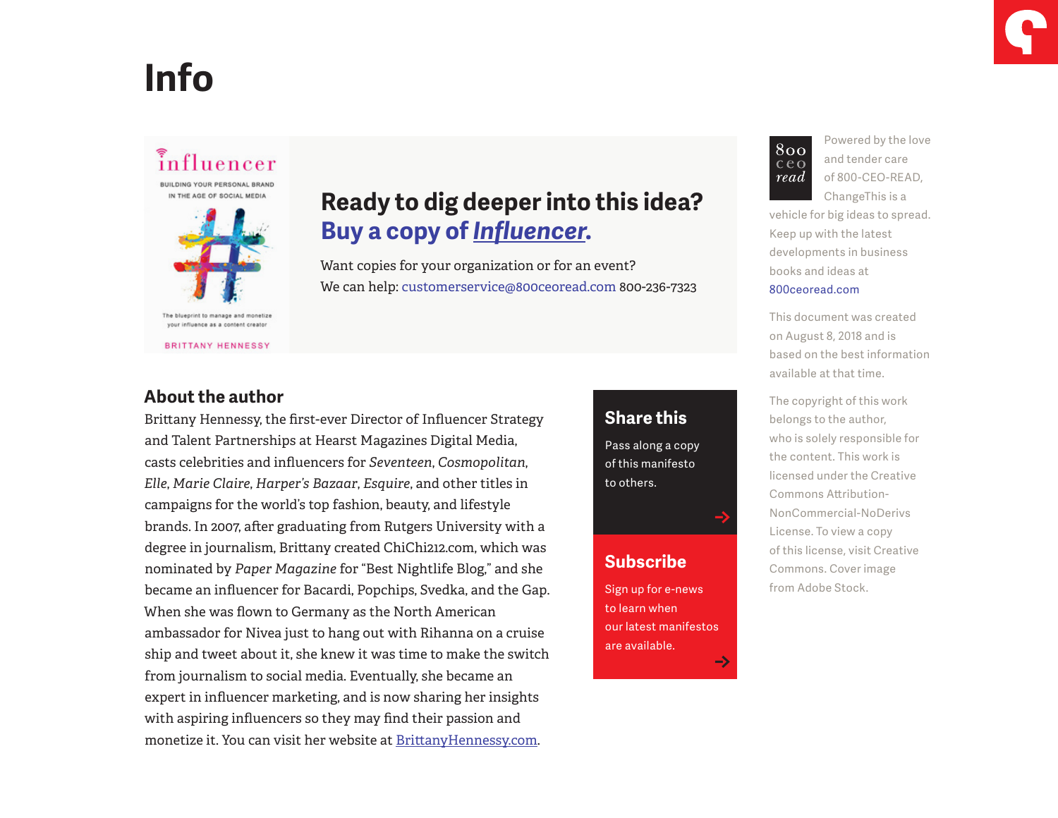# Info

## Ready to dig deeper into this idea?
## Buy a copy of *Influencer*.

Want copies for your organization or for an event?
We can help: customerservice@800ceoread.com 800-236-7323

### About the author

Brittany Hennessy, the first-ever Director of Influencer Strategy and Talent Partnerships at Hearst Magazines Digital Media, casts celebrities and influencers for *Seventeen*, *Cosmopolitan*, *Elle*, *Marie Claire*, *Harper's Bazaar*, *Esquire*, and other titles in campaigns for the world's top fashion, beauty, and lifestyle brands. In 2007, after graduating from Rutgers University with a degree in journalism, Brittany created ChiChi212.com, which was nominated by *Paper Magazine* for "Best Nightlife Blog," and she became an influencer for Bacardi, Popchips, Svedka, and the Gap. When she was flown to Germany as the North American ambassador for Nivea just to hang out with Rihanna on a cruise ship and tweet about it, she knew it was time to make the switch from journalism to social media. Eventually, she became an expert in influencer marketing, and is now sharing her insights with aspiring influencers so they may find their passion and monetize it. You can visit her website at BrittanyHennessy.com.

### Share this

Pass along a copy of this manifesto to others.

### Subscribe

Sign up for e-news to learn when our latest manifestos are available.

Powered by the love and tender care of 800-CEO-READ, ChangeThis is a vehicle for big ideas to spread. Keep up with the latest developments in business books and ideas at 800ceoread.com

This document was created on August 8, 2018 and is based on the best information available at that time.

The copyright of this work belongs to the author, who is solely responsible for the content. This work is licensed under the Creative Commons Attribution-NonCommercial-NoDerivs License. To view a copy of this license, visit Creative Commons. Cover image from Adobe Stock.